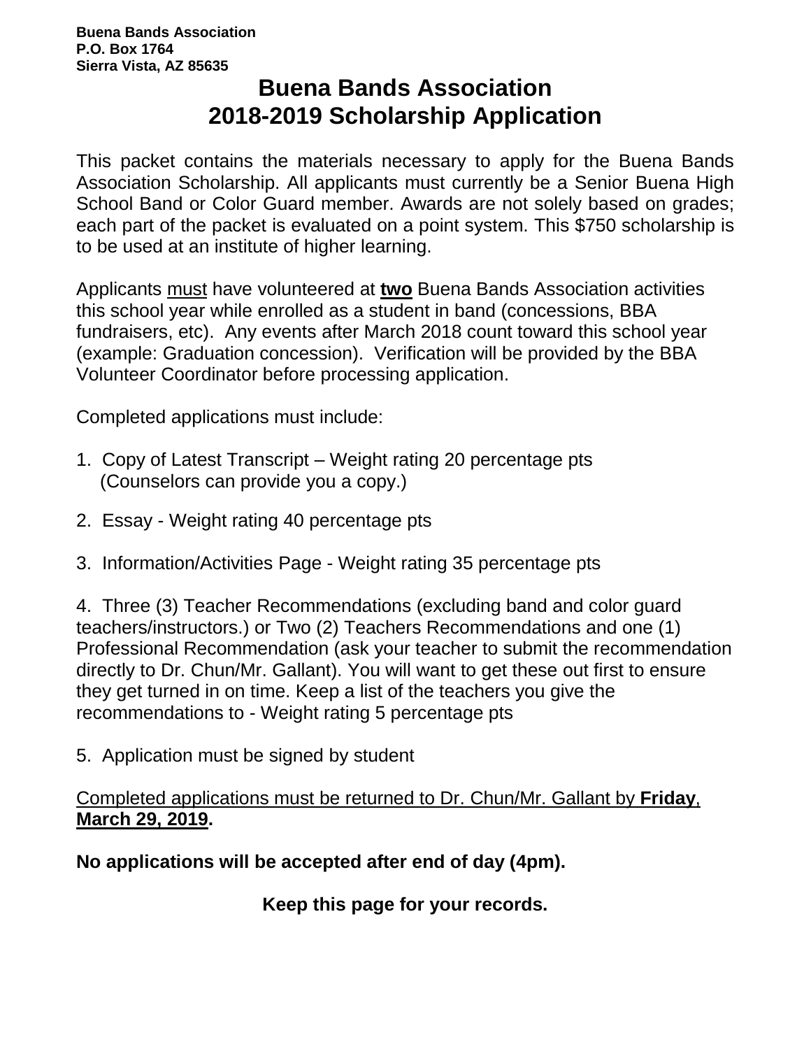**Buena Bands Association**
**P.O. Box 1764**
**Sierra Vista, AZ 85635**

# Buena Bands Association
# 2018-2019 Scholarship Application

This packet contains the materials necessary to apply for the Buena Bands Association Scholarship. All applicants must currently be a Senior Buena High School Band or Color Guard member. Awards are not solely based on grades; each part of the packet is evaluated on a point system. This $750 scholarship is to be used at an institute of higher learning.

Applicants <u>must</u> have volunteered at **<u>two</u>** Buena Bands Association activities this school year while enrolled as a student in band (concessions, BBA fundraisers, etc). Any events after March 2018 count toward this school year (example: Graduation concession). Verification will be provided by the BBA Volunteer Coordinator before processing application.

Completed applications must include:

1. Copy of Latest Transcript – Weight rating 20 percentage pts
   (Counselors can provide you a copy.)

2. Essay - Weight rating 40 percentage pts

3. Information/Activities Page - Weight rating 35 percentage pts

4. Three (3) Teacher Recommendations (excluding band and color guard teachers/instructors.) or Two (2) Teachers Recommendations and one (1) Professional Recommendation (ask your teacher to submit the recommendation directly to Dr. Chun/Mr. Gallant). You will want to get these out first to ensure they get turned in on time. Keep a list of the teachers you give the recommendations to - Weight rating 5 percentage pts

5. Application must be signed by student

<u>Completed applications must be returned to Dr. Chun/Mr. Gallant by **Friday, March 29, 2019**</u>**.**

**No applications will be accepted after end of day (4pm).**

**Keep this page for your records.**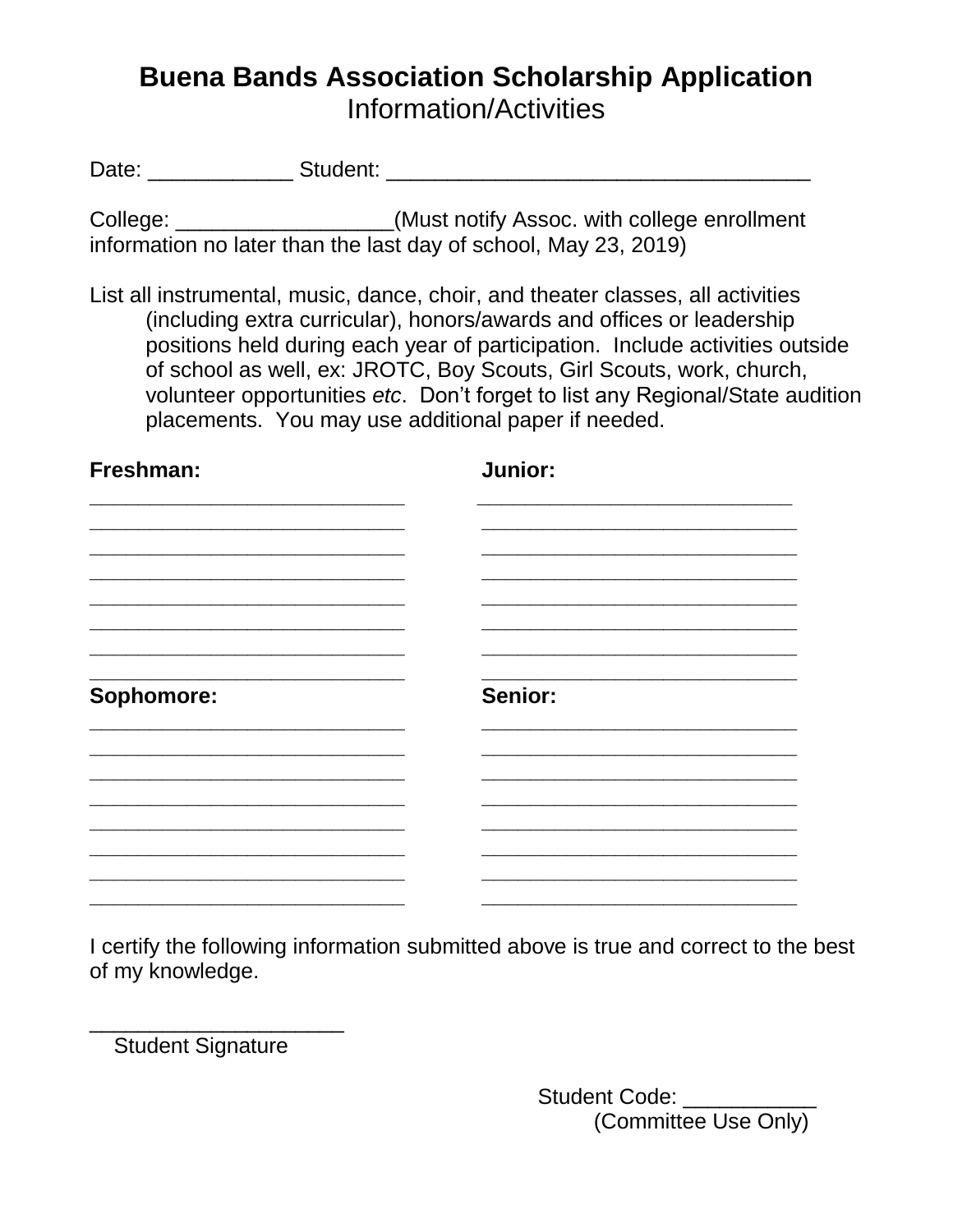# Buena Bands Association Scholarship Application

Information/Activities

Date: ____________ Student: ___________________________________

College: __________________(Must notify Assoc. with college enrollment information no later than the last day of school, May 23, 2019)

List all instrumental, music, dance, choir, and theater classes, all activities (including extra curricular), honors/awards and offices or leadership positions held during each year of participation. Include activities outside of school as well, ex: JROTC, Boy Scouts, Girl Scouts, work, church, volunteer opportunities *etc*. Don't forget to list any Regional/State audition placements. You may use additional paper if needed.

**Freshman:**

____________________________
____________________________
____________________________
____________________________
____________________________
____________________________
____________________________
____________________________

**Sophomore:**

____________________________
____________________________
____________________________
____________________________
____________________________
____________________________
____________________________
____________________________

**Junior:**

____________________________
____________________________
____________________________
____________________________
____________________________
____________________________
____________________________
____________________________

**Senior:**

____________________________
____________________________
____________________________
____________________________
____________________________
____________________________
____________________________
____________________________

I certify the following information submitted above is true and correct to the best of my knowledge.

____________________
Student Signature

Student Code: ___________
(Committee Use Only)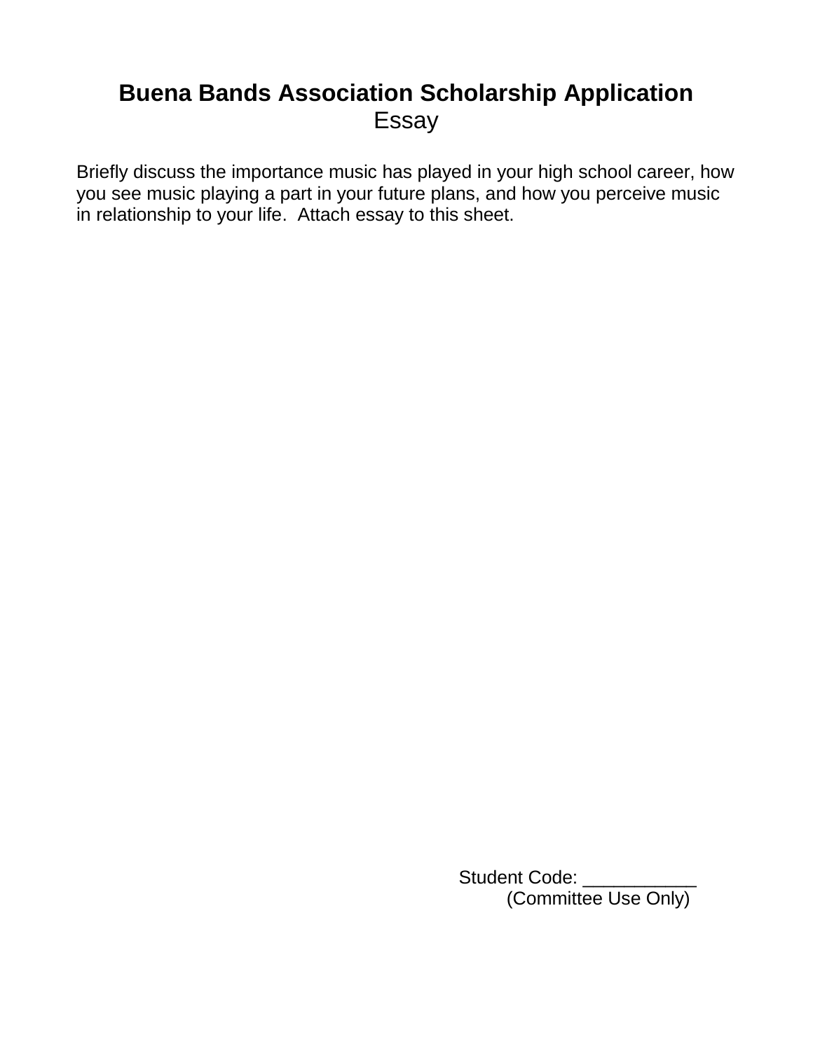# Buena Bands Association Scholarship Application

## Essay

Briefly discuss the importance music has played in your high school career, how you see music playing a part in your future plans, and how you perceive music in relationship to your life. Attach essay to this sheet.

Student Code: ___________
(Committee Use Only)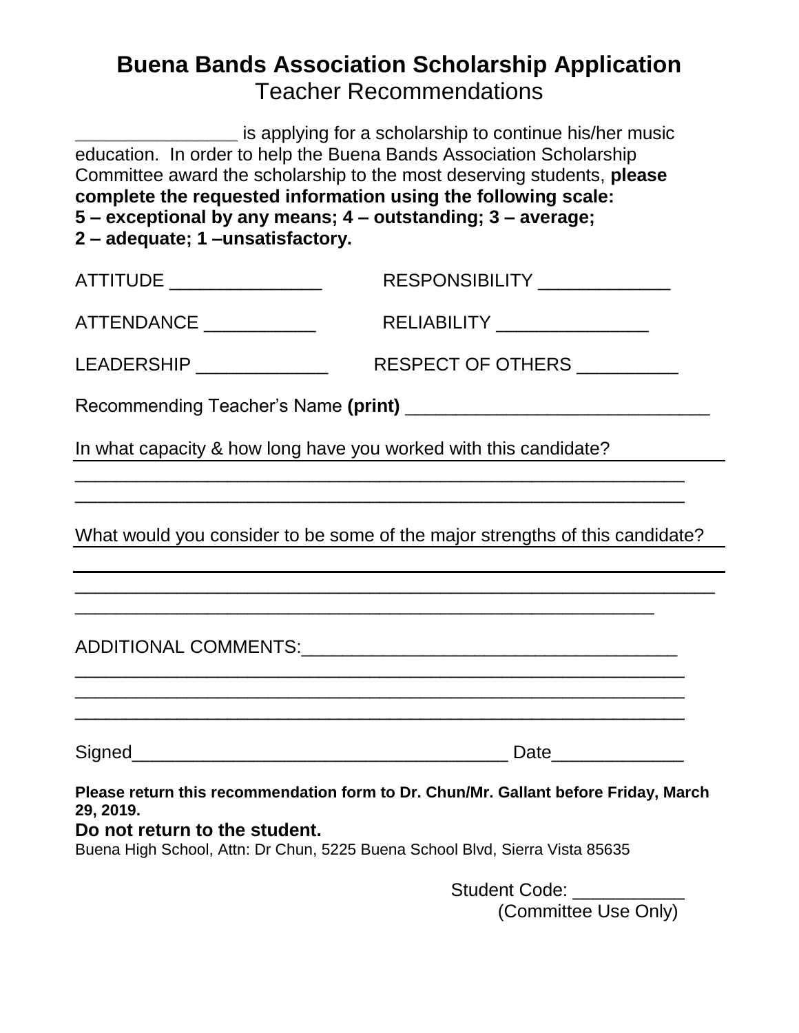# Buena Bands Association Scholarship Application

## Teacher Recommendations

________________ is applying for a scholarship to continue his/her music education. In order to help the Buena Bands Association Scholarship Committee award the scholarship to the most deserving students, **please complete the requested information using the following scale:**
**5 – exceptional by any means; 4 – outstanding; 3 – average;**
**2 – adequate; 1 –unsatisfactory.**

ATTITUDE _______________ RESPONSIBILITY _____________

ATTENDANCE ___________ RELIABILITY _______________

LEADERSHIP _____________ RESPECT OF OTHERS __________

Recommending Teacher's Name **(print)** ______________________________

In what capacity & how long have you worked with this candidate?

____________________________________________________________

____________________________________________________________

What would you consider to be some of the major strengths of this candidate?

____________________________________________________________

____________________________________________________________

____________________________________________________________

ADDITIONAL COMMENTS:_____________________________________

____________________________________________________________

____________________________________________________________

____________________________________________________________

Signed_____________________________________ Date_____________

**Please return this recommendation form to Dr. Chun/Mr. Gallant before Friday, March 29, 2019.**

**Do not return to the student.**

Buena High School, Attn: Dr Chun, 5225 Buena School Blvd, Sierra Vista 85635

Student Code: ___________
(Committee Use Only)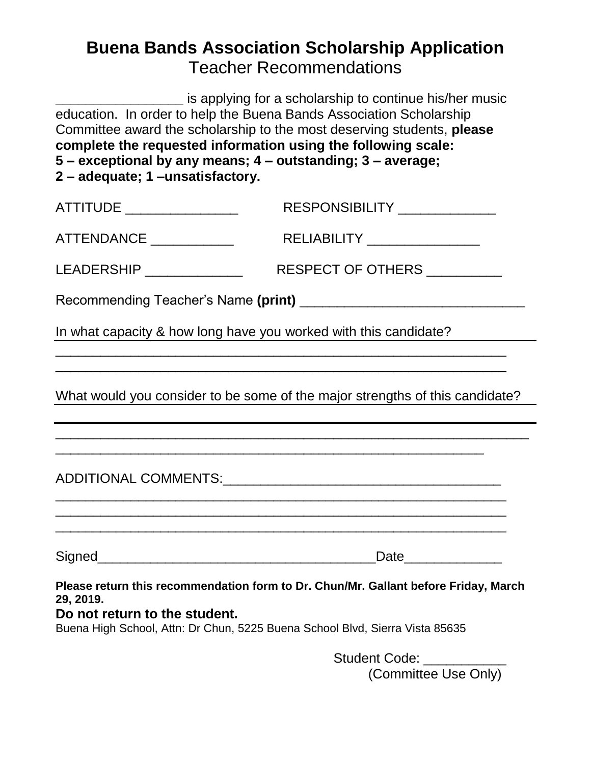# Buena Bands Association Scholarship Application

## Teacher Recommendations

________________ is applying for a scholarship to continue his/her music education. In order to help the Buena Bands Association Scholarship Committee award the scholarship to the most deserving students, **please complete the requested information using the following scale:**
**5 – exceptional by any means; 4 – outstanding; 3 – average;**
**2 – adequate; 1 –unsatisfactory.**

ATTITUDE _______________ RESPONSIBILITY _____________

ATTENDANCE ___________ RELIABILITY _______________

LEADERSHIP _____________ RESPECT OF OTHERS __________

Recommending Teacher's Name **(print)** ______________________________

In what capacity & how long have you worked with this candidate?

____________________________________________________________

____________________________________________________________

What would you consider to be some of the major strengths of this candidate?

____________________________________________________________

____________________________________________________________

____________________________________________________________

ADDITIONAL COMMENTS:_____________________________________

____________________________________________________________

____________________________________________________________

____________________________________________________________

Signed____________________________________Date_____________

**Please return this recommendation form to Dr. Chun/Mr. Gallant before Friday, March 29, 2019.**

**Do not return to the student.**

Buena High School, Attn: Dr Chun, 5225 Buena School Blvd, Sierra Vista 85635

Student Code: ___________
(Committee Use Only)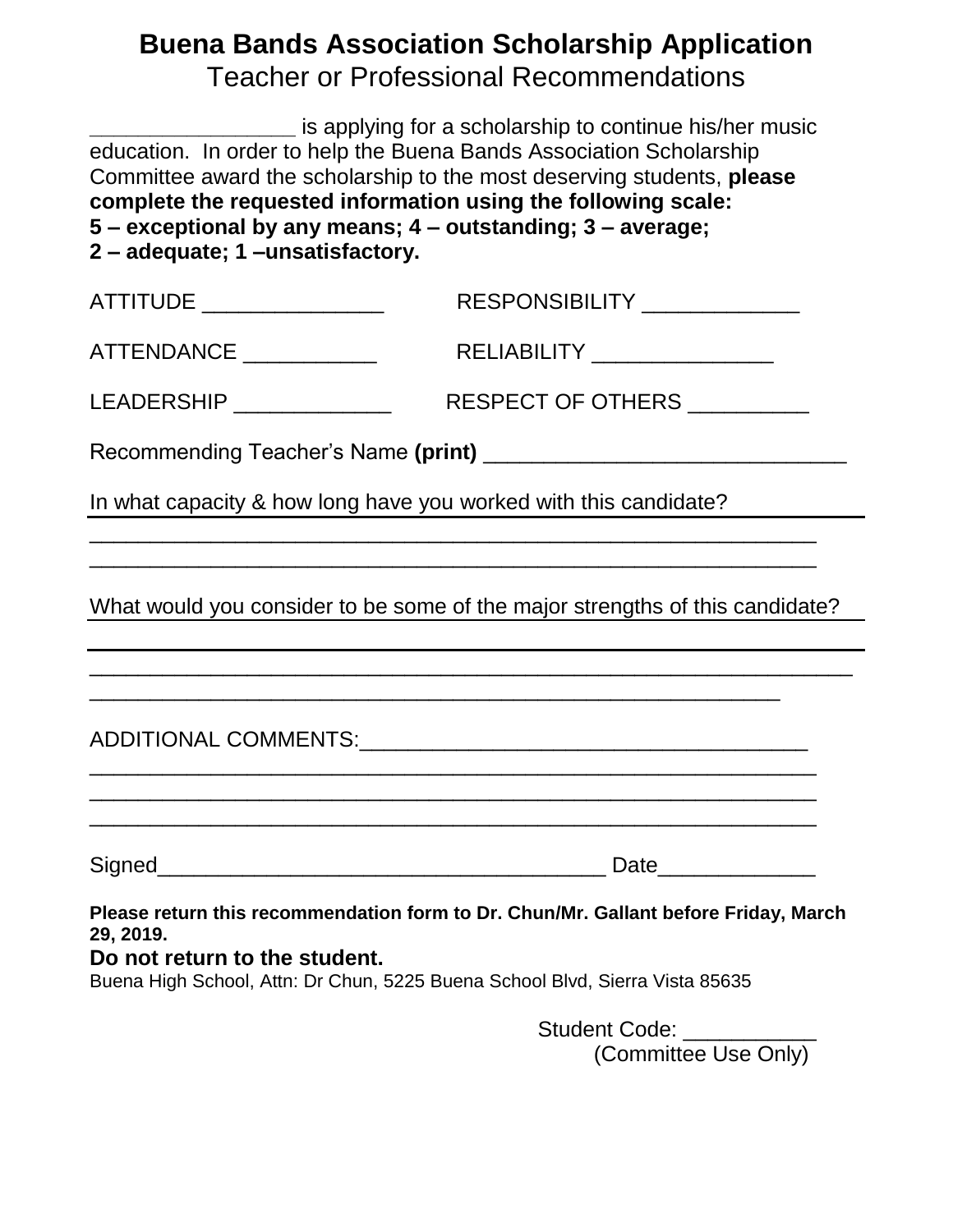# Buena Bands Association Scholarship Application

## Teacher or Professional Recommendations

________________ is applying for a scholarship to continue his/her music education. In order to help the Buena Bands Association Scholarship Committee award the scholarship to the most deserving students, **please complete the requested information using the following scale:**
**5 – exceptional by any means; 4 – outstanding; 3 – average;**
**2 – adequate; 1 –unsatisfactory.**

ATTITUDE _______________ RESPONSIBILITY _____________

ATTENDANCE ___________ RELIABILITY _______________

LEADERSHIP _____________ RESPECT OF OTHERS __________

Recommending Teacher's Name **(print)** ______________________________

In what capacity & how long have you worked with this candidate?

____________________________________________________________
____________________________________________________________

What would you consider to be some of the major strengths of this candidate?

____________________________________________________________
____________________________________________________________
____________________________________________________________

ADDITIONAL COMMENTS:_____________________________________

____________________________________________________________
____________________________________________________________
____________________________________________________________

Signed_____________________________________ Date_____________

**Please return this recommendation form to Dr. Chun/Mr. Gallant before Friday, March 29, 2019.**

**Do not return to the student.**

Buena High School, Attn: Dr Chun, 5225 Buena School Blvd, Sierra Vista 85635

Student Code: ___________
(Committee Use Only)